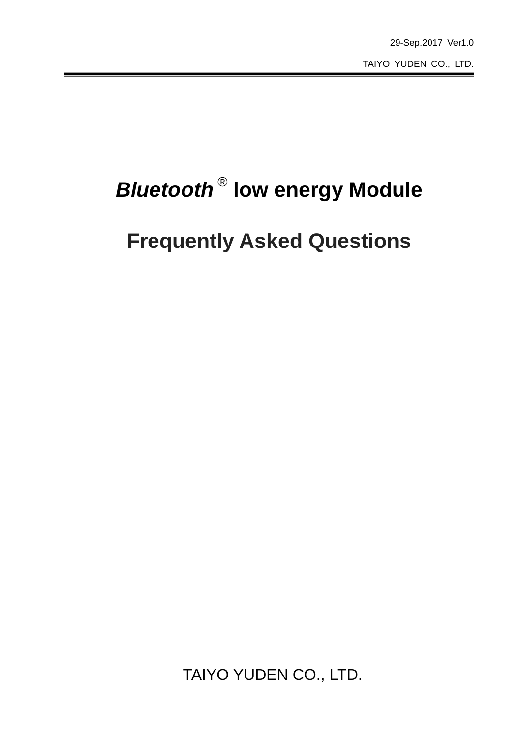29-Sep.2017 Ver1.0

TAIYO YUDEN CO., LTD.

# *Bluetooth*® low energy Module

# Frequently Asked Questions

TAIYO YUDEN CO., LTD.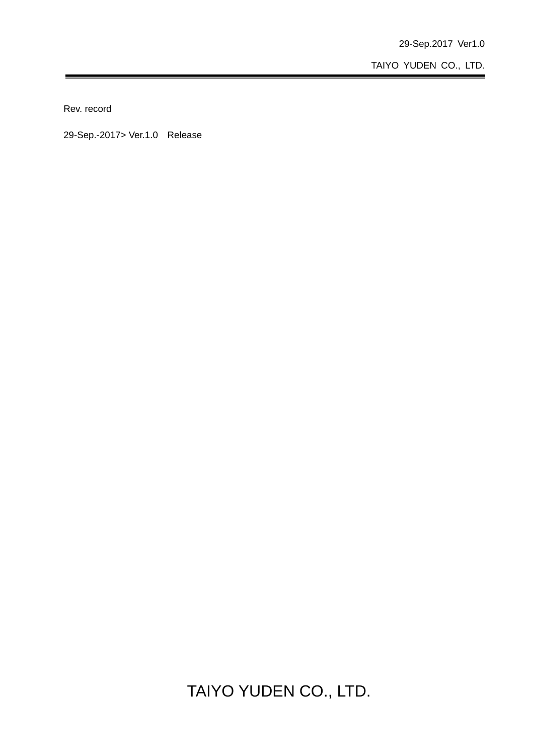Rev. record

29-Sep.-2017> Ver.1.0　Release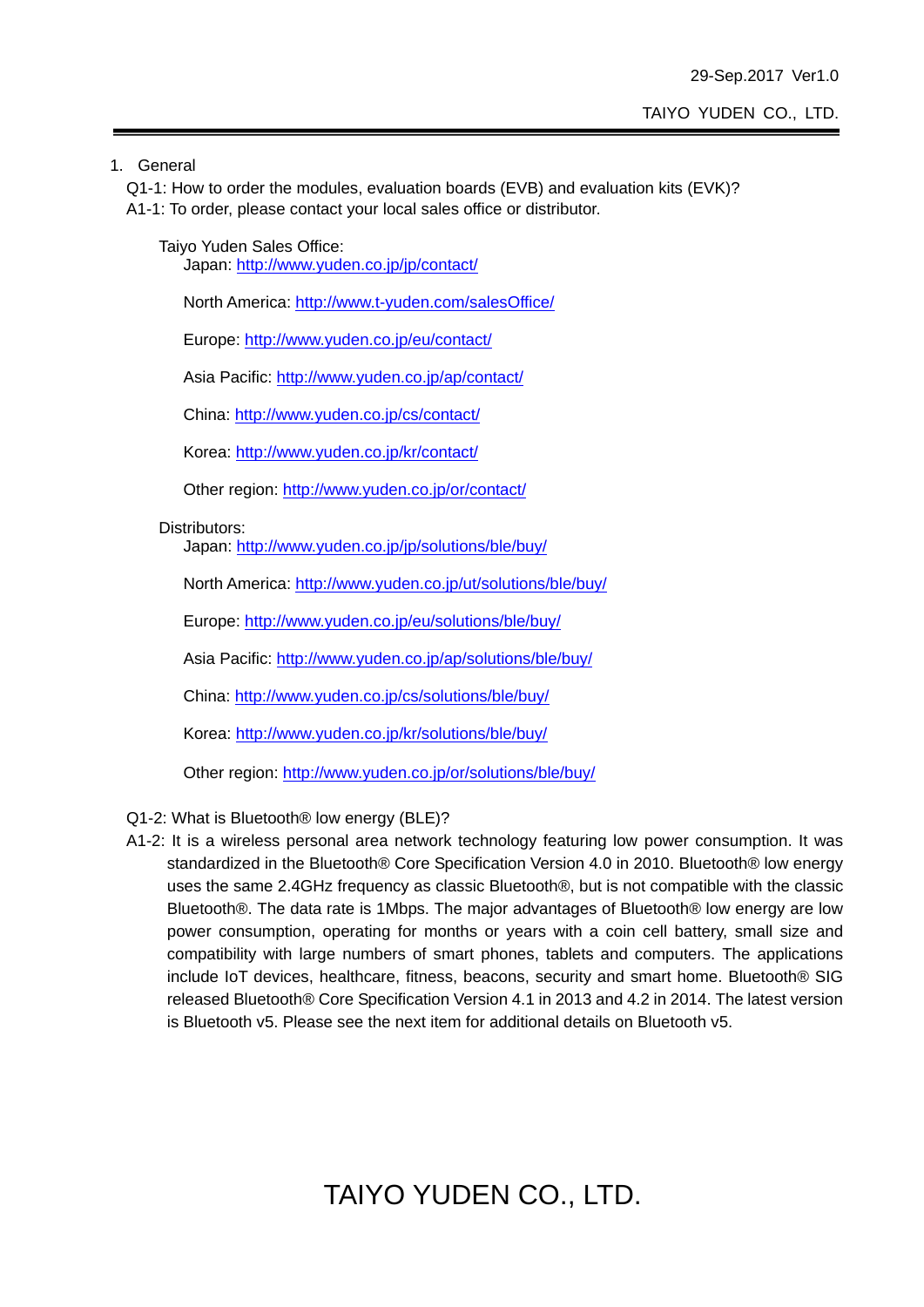## 1. General

Q1-1: How to order the modules, evaluation boards (EVB) and evaluation kits (EVK)?

A1-1: To order, please contact your local sales office or distributor.

Taiyo Yuden Sales Office:

- Japan: http://www.yuden.co.jp/jp/contact/
- North America: http://www.t-yuden.com/salesOffice/
- Europe: http://www.yuden.co.jp/eu/contact/
- Asia Pacific: http://www.yuden.co.jp/ap/contact/
- China: http://www.yuden.co.jp/cs/contact/
- Korea: http://www.yuden.co.jp/kr/contact/
- Other region: http://www.yuden.co.jp/or/contact/

Distributors:

- Japan: http://www.yuden.co.jp/jp/solutions/ble/buy/
- North America: http://www.yuden.co.jp/ut/solutions/ble/buy/
- Europe: http://www.yuden.co.jp/eu/solutions/ble/buy/
- Asia Pacific: http://www.yuden.co.jp/ap/solutions/ble/buy/
- China: http://www.yuden.co.jp/cs/solutions/ble/buy/
- Korea: http://www.yuden.co.jp/kr/solutions/ble/buy/
- Other region: http://www.yuden.co.jp/or/solutions/ble/buy/

Q1-2: What is Bluetooth® low energy (BLE)?

A1-2: It is a wireless personal area network technology featuring low power consumption. It was standardized in the Bluetooth® Core Specification Version 4.0 in 2010. Bluetooth® low energy uses the same 2.4GHz frequency as classic Bluetooth®, but is not compatible with the classic Bluetooth®. The data rate is 1Mbps. The major advantages of Bluetooth® low energy are low power consumption, operating for months or years with a coin cell battery, small size and compatibility with large numbers of smart phones, tablets and computers. The applications include IoT devices, healthcare, fitness, beacons, security and smart home. Bluetooth® SIG released Bluetooth® Core Specification Version 4.1 in 2013 and 4.2 in 2014. The latest version is Bluetooth v5. Please see the next item for additional details on Bluetooth v5.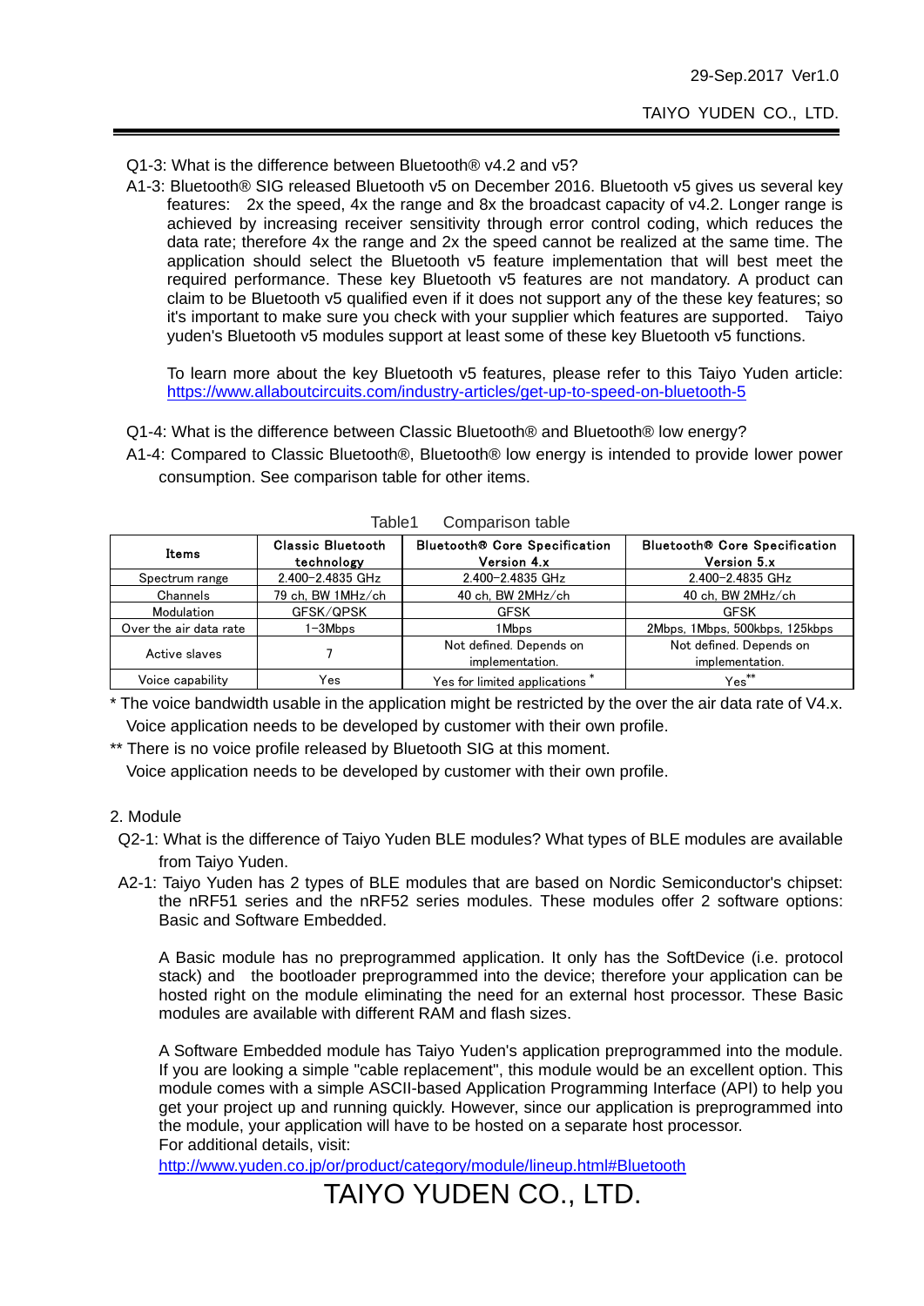Q1-3: What is the difference between Bluetooth® v4.2 and v5?

A1-3: Bluetooth® SIG released Bluetooth v5 on December 2016. Bluetooth v5 gives us several key features: 2x the speed, 4x the range and 8x the broadcast capacity of v4.2. Longer range is achieved by increasing receiver sensitivity through error control coding, which reduces the data rate; therefore 4x the range and 2x the speed cannot be realized at the same time. The application should select the Bluetooth v5 feature implementation that will best meet the required performance. These key Bluetooth v5 features are not mandatory. A product can claim to be Bluetooth v5 qualified even if it does not support any of the these key features; so it's important to make sure you check with your supplier which features are supported. Taiyo yuden's Bluetooth v5 modules support at least some of these key Bluetooth v5 functions.

To learn more about the key Bluetooth v5 features, please refer to this Taiyo Yuden article: https://www.allaboutcircuits.com/industry-articles/get-up-to-speed-on-bluetooth-5

Q1-4: What is the difference between Classic Bluetooth® and Bluetooth® low energy?

A1-4: Compared to Classic Bluetooth®, Bluetooth® low energy is intended to provide lower power consumption. See comparison table for other items.

Table1 Comparison table

| Items | Classic Bluetooth technology | Bluetooth® Core Specification Version 4.x | Bluetooth® Core Specification Version 5.x |
|---|---|---|---|
| Spectrum range | 2.400–2.4835 GHz | 2.400–2.4835 GHz | 2.400–2.4835 GHz |
| Channels | 79 ch, BW 1MHz/ch | 40 ch, BW 2MHz/ch | 40 ch, BW 2MHz/ch |
| Modulation | GFSK/QPSK | GFSK | GFSK |
| Over the air data rate | 1–3Mbps | 1Mbps | 2Mbps, 1Mbps, 500kbps, 125kbps |
| Active slaves | 7 | Not defined. Depends on implementation. | Not defined. Depends on implementation. |
| Voice capability | Yes | Yes for limited applications * | Yes** |

* The voice bandwidth usable in the application might be restricted by the over the air data rate of V4.x. Voice application needs to be developed by customer with their own profile.

** There is no voice profile released by Bluetooth SIG at this moment. Voice application needs to be developed by customer with their own profile.

## 2. Module

Q2-1: What is the difference of Taiyo Yuden BLE modules? What types of BLE modules are available from Taiyo Yuden.

A2-1: Taiyo Yuden has 2 types of BLE modules that are based on Nordic Semiconductor's chipset: the nRF51 series and the nRF52 series modules. These modules offer 2 software options: Basic and Software Embedded.

A Basic module has no preprogrammed application. It only has the SoftDevice (i.e. protocol stack) and the bootloader preprogrammed into the device; therefore your application can be hosted right on the module eliminating the need for an external host processor. These Basic modules are available with different RAM and flash sizes.

A Software Embedded module has Taiyo Yuden's application preprogrammed into the module. If you are looking a simple "cable replacement", this module would be an excellent option. This module comes with a simple ASCII-based Application Programming Interface (API) to help you get your project up and running quickly. However, since our application is preprogrammed into the module, your application will have to be hosted on a separate host processor.
For additional details, visit:
http://www.yuden.co.jp/or/product/category/module/lineup.html#Bluetooth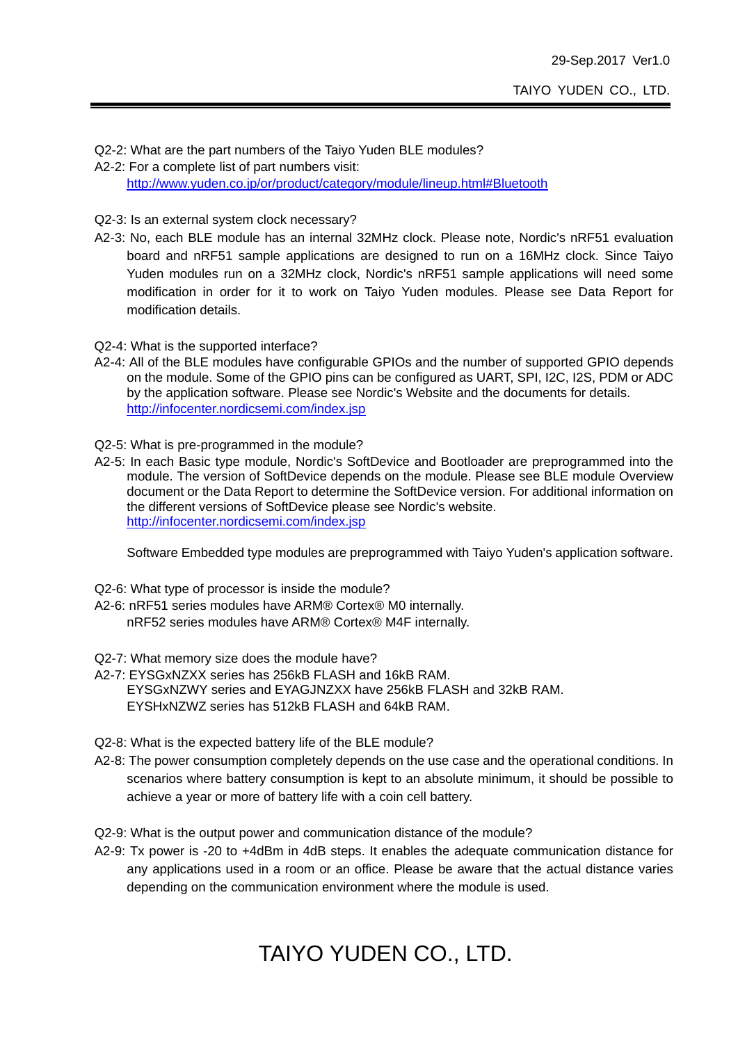Q2-2: What are the part numbers of the Taiyo Yuden BLE modules?

A2-2: For a complete list of part numbers visit:
[http://www.yuden.co.jp/or/product/category/module/lineup.html#Bluetooth](http://www.yuden.co.jp/or/product/category/module/lineup.html#Bluetooth)

Q2-3: Is an external system clock necessary?

A2-3: No, each BLE module has an internal 32MHz clock. Please note, Nordic's nRF51 evaluation board and nRF51 sample applications are designed to run on a 16MHz clock. Since Taiyo Yuden modules run on a 32MHz clock, Nordic's nRF51 sample applications will need some modification in order for it to work on Taiyo Yuden modules. Please see Data Report for modification details.

Q2-4: What is the supported interface?

A2-4: All of the BLE modules have configurable GPIOs and the number of supported GPIO depends on the module. Some of the GPIO pins can be configured as UART, SPI, I2C, I2S, PDM or ADC by the application software. Please see Nordic's Website and the documents for details.
[http://infocenter.nordicsemi.com/index.jsp](http://infocenter.nordicsemi.com/index.jsp)

Q2-5: What is pre-programmed in the module?

A2-5: In each Basic type module, Nordic's SoftDevice and Bootloader are preprogrammed into the module. The version of SoftDevice depends on the module. Please see BLE module Overview document or the Data Report to determine the SoftDevice version. For additional information on the different versions of SoftDevice please see Nordic's website.
[http://infocenter.nordicsemi.com/index.jsp](http://infocenter.nordicsemi.com/index.jsp)

Software Embedded type modules are preprogrammed with Taiyo Yuden's application software.

Q2-6: What type of processor is inside the module?

A2-6: nRF51 series modules have ARM® Cortex® M0 internally.
nRF52 series modules have ARM® Cortex® M4F internally.

Q2-7: What memory size does the module have?

A2-7: EYSGxNZXX series has 256kB FLASH and 16kB RAM.
EYSGxNZWY series and EYAGJNZXX have 256kB FLASH and 32kB RAM.
EYSHxNZWZ series has 512kB FLASH and 64kB RAM.

Q2-8: What is the expected battery life of the BLE module?

A2-8: The power consumption completely depends on the use case and the operational conditions. In scenarios where battery consumption is kept to an absolute minimum, it should be possible to achieve a year or more of battery life with a coin cell battery.

Q2-9: What is the output power and communication distance of the module?

A2-9: Tx power is -20 to +4dBm in 4dB steps. It enables the adequate communication distance for any applications used in a room or an office. Please be aware that the actual distance varies depending on the communication environment where the module is used.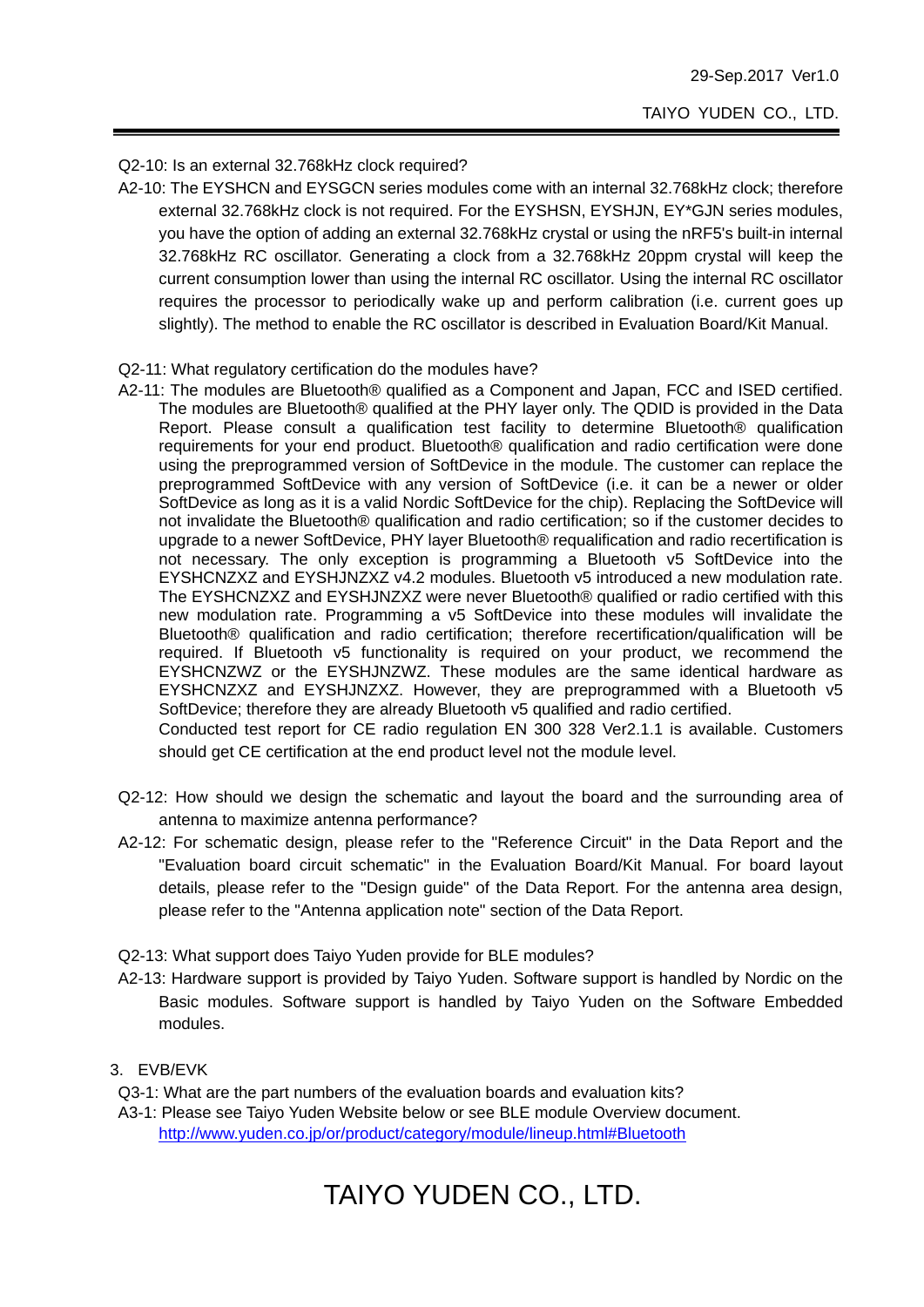Q2-10: Is an external 32.768kHz clock required?

A2-10: The EYSHCN and EYSGCN series modules come with an internal 32.768kHz clock; therefore external 32.768kHz clock is not required. For the EYSHSN, EYSHJN, EY*GJN series modules, you have the option of adding an external 32.768kHz crystal or using the nRF5's built-in internal 32.768kHz RC oscillator. Generating a clock from a 32.768kHz 20ppm crystal will keep the current consumption lower than using the internal RC oscillator. Using the internal RC oscillator requires the processor to periodically wake up and perform calibration (i.e. current goes up slightly). The method to enable the RC oscillator is described in Evaluation Board/Kit Manual.

Q2-11: What regulatory certification do the modules have?

A2-11: The modules are Bluetooth® qualified as a Component and Japan, FCC and ISED certified. The modules are Bluetooth® qualified at the PHY layer only. The QDID is provided in the Data Report. Please consult a qualification test facility to determine Bluetooth® qualification requirements for your end product. Bluetooth® qualification and radio certification were done using the preprogrammed version of SoftDevice in the module. The customer can replace the preprogrammed SoftDevice with any version of SoftDevice (i.e. it can be a newer or older SoftDevice as long as it is a valid Nordic SoftDevice for the chip). Replacing the SoftDevice will not invalidate the Bluetooth® qualification and radio certification; so if the customer decides to upgrade to a newer SoftDevice, PHY layer Bluetooth® requalification and radio recertification is not necessary. The only exception is programming a Bluetooth v5 SoftDevice into the EYSHCNZXZ and EYSHJNZXZ v4.2 modules. Bluetooth v5 introduced a new modulation rate. The EYSHCNZXZ and EYSHJNZXZ were never Bluetooth® qualified or radio certified with this new modulation rate. Programming a v5 SoftDevice into these modules will invalidate the Bluetooth® qualification and radio certification; therefore recertification/qualification will be required. If Bluetooth v5 functionality is required on your product, we recommend the EYSHCNZWZ or the EYSHJNZWZ. These modules are the same identical hardware as EYSHCNZXZ and EYSHJNZXZ. However, they are preprogrammed with a Bluetooth v5 SoftDevice; therefore they are already Bluetooth v5 qualified and radio certified.

Conducted test report for CE radio regulation EN 300 328 Ver2.1.1 is available. Customers should get CE certification at the end product level not the module level.

Q2-12: How should we design the schematic and layout the board and the surrounding area of antenna to maximize antenna performance?

A2-12: For schematic design, please refer to the "Reference Circuit" in the Data Report and the "Evaluation board circuit schematic" in the Evaluation Board/Kit Manual. For board layout details, please refer to the "Design guide" of the Data Report. For the antenna area design, please refer to the "Antenna application note" section of the Data Report.

Q2-13: What support does Taiyo Yuden provide for BLE modules?

A2-13: Hardware support is provided by Taiyo Yuden. Software support is handled by Nordic on the Basic modules. Software support is handled by Taiyo Yuden on the Software Embedded modules.

## 3. EVB/EVK

Q3-1: What are the part numbers of the evaluation boards and evaluation kits?

A3-1: Please see Taiyo Yuden Website below or see BLE module Overview document.
http://www.yuden.co.jp/or/product/category/module/lineup.html#Bluetooth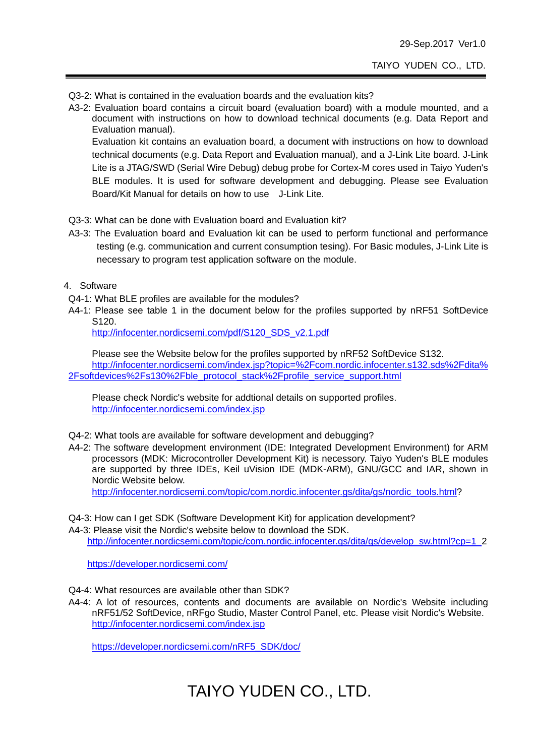Q3-2: What is contained in the evaluation boards and the evaluation kits?

A3-2: Evaluation board contains a circuit board (evaluation board) with a module mounted, and a document with instructions on how to download technical documents (e.g. Data Report and Evaluation manual).
Evaluation kit contains an evaluation board, a document with instructions on how to download technical documents (e.g. Data Report and Evaluation manual), and a J-Link Lite board. J-Link Lite is a JTAG/SWD (Serial Wire Debug) debug probe for Cortex-M cores used in Taiyo Yuden's BLE modules. It is used for software development and debugging. Please see Evaluation Board/Kit Manual for details on how to use J-Link Lite.

Q3-3: What can be done with Evaluation board and Evaluation kit?

A3-3: The Evaluation board and Evaluation kit can be used to perform functional and performance testing (e.g. communication and current consumption tesing). For Basic modules, J-Link Lite is necessary to program test application software on the module.

## 4. Software

Q4-1: What BLE profiles are available for the modules?

A4-1: Please see table 1 in the document below for the profiles supported by nRF51 SoftDevice S120.
http://infocenter.nordicsemi.com/pdf/S120_SDS_v2.1.pdf

Please see the Website below for the profiles supported by nRF52 SoftDevice S132.
http://infocenter.nordicsemi.com/index.jsp?topic=%2Fcom.nordic.infocenter.s132.sds%2Fdita%2Fsoftdevices%2Fs130%2Fble_protocol_stack%2Fprofile_service_support.html

Please check Nordic's website for addtional details on supported profiles.
http://infocenter.nordicsemi.com/index.jsp

Q4-2: What tools are available for software development and debugging?

A4-2: The software development environment (IDE: Integrated Development Environment) for ARM processors (MDK: Microcontroller Development Kit) is necessary. Taiyo Yuden's BLE modules are supported by three IDEs, Keil uVision IDE (MDK-ARM), GNU/GCC and IAR, shown in Nordic Website below.
http://infocenter.nordicsemi.com/topic/com.nordic.infocenter.gs/dita/gs/nordic_tools.html?

Q4-3: How can I get SDK (Software Development Kit) for application development?

A4-3: Please visit the Nordic's website below to download the SDK.
http://infocenter.nordicsemi.com/topic/com.nordic.infocenter.gs/dita/gs/develop_sw.html?cp=1_2

https://developer.nordicsemi.com/

Q4-4: What resources are available other than SDK?

A4-4: A lot of resources, contents and documents are available on Nordic's Website including nRF51/52 SoftDevice, nRFgo Studio, Master Control Panel, etc. Please visit Nordic's Website.
http://infocenter.nordicsemi.com/index.jsp

https://developer.nordicsemi.com/nRF5_SDK/doc/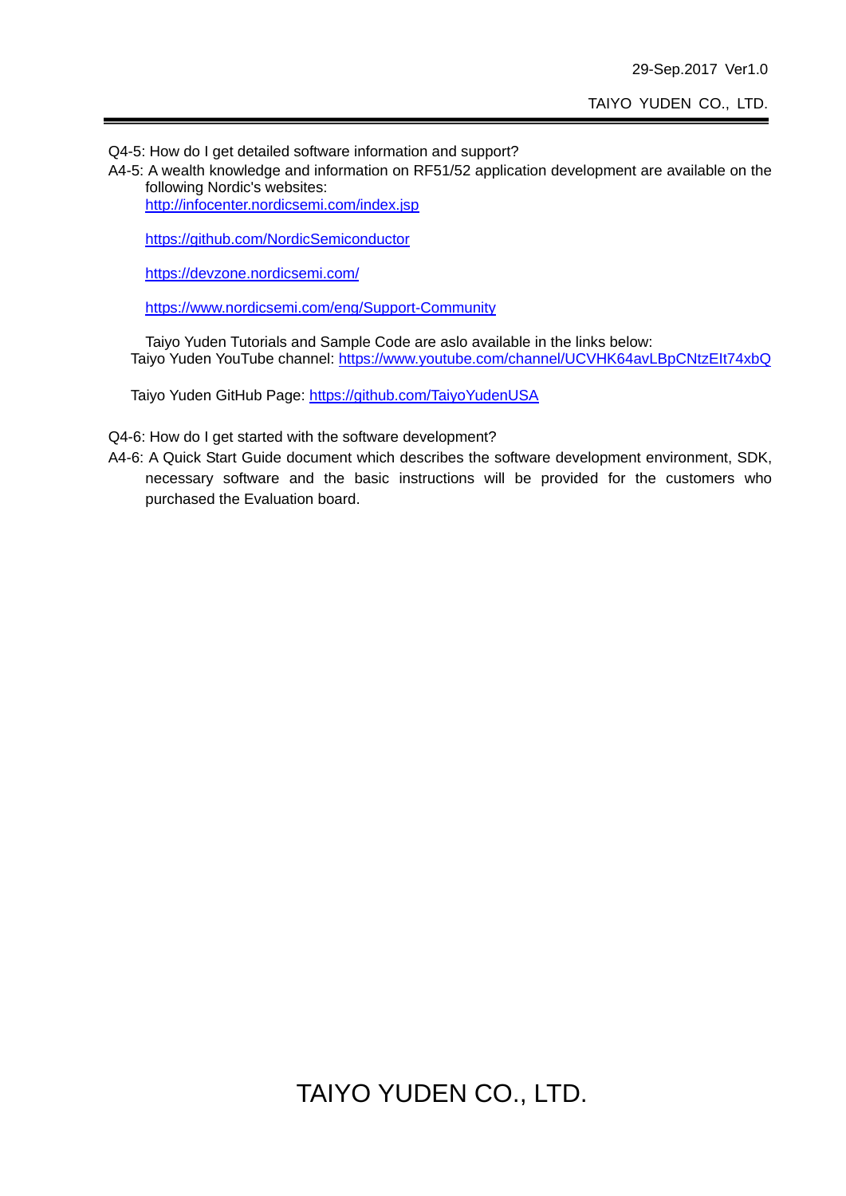Q4-5: How do I get detailed software information and support?

A4-5: A wealth knowledge and information on RF51/52 application development are available on the following Nordic's websites:

http://infocenter.nordicsemi.com/index.jsp

https://github.com/NordicSemiconductor

https://devzone.nordicsemi.com/

https://www.nordicsemi.com/eng/Support-Community

Taiyo Yuden Tutorials and Sample Code are aslo available in the links below:

Taiyo Yuden YouTube channel: https://www.youtube.com/channel/UCVHK64avLBpCNtzEIt74xbQ

Taiyo Yuden GitHub Page: https://github.com/TaiyoYudenUSA

Q4-6: How do I get started with the software development?

A4-6: A Quick Start Guide document which describes the software development environment, SDK, necessary software and the basic instructions will be provided for the customers who purchased the Evaluation board.